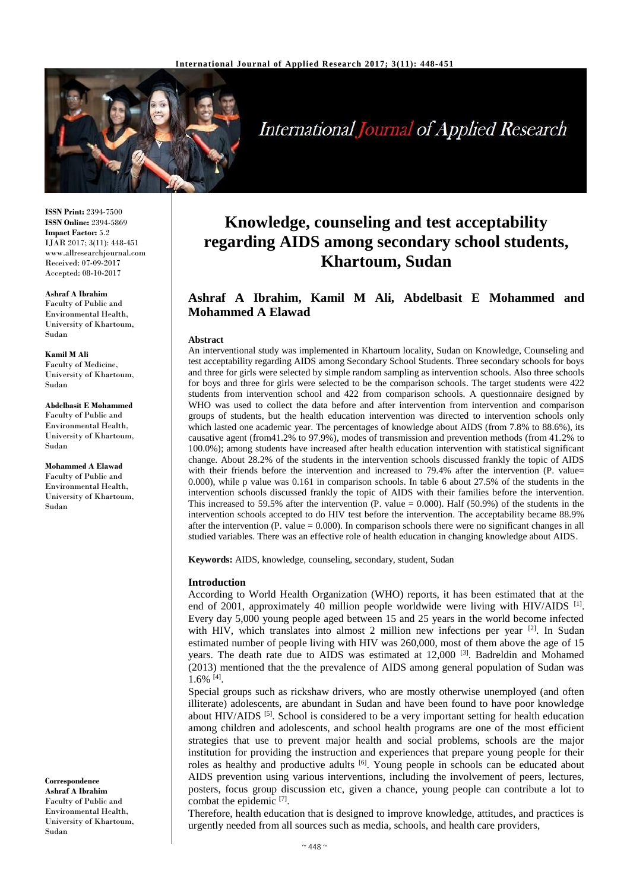**ISSN Print:** 2394-7500
**ISSN Online:** 2394-5869
**Impact Factor:** 5.2
IJAR 2017; 3(11): 448-451
www.allresearchjournal.com
Received: 07-09-2017
Accepted: 08-10-2017

**Ashraf A Ibrahim**
Faculty of Public and Environmental Health, University of Khartoum, Sudan

**Kamil M Ali**
Faculty of Medicine, University of Khartoum, Sudan

**Abdelbasit E Mohammed**
Faculty of Public and Environmental Health, University of Khartoum, Sudan

**Mohammed A Elawad**
Faculty of Public and Environmental Health, University of Khartoum, Sudan

**Correspondence**
**Ashraf A Ibrahim**
Faculty of Public and Environmental Health, University of Khartoum, Sudan

# Knowledge, counseling and test acceptability regarding AIDS among secondary school students, Khartoum, Sudan

## Ashraf A Ibrahim, Kamil M Ali, Abdelbasit E Mohammed and Mohammed A Elawad

### Abstract

An interventional study was implemented in Khartoum locality, Sudan on Knowledge, Counseling and test acceptability regarding AIDS among Secondary School Students. Three secondary schools for boys and three for girls were selected by simple random sampling as intervention schools. Also three schools for boys and three for girls were selected to be the comparison schools. The target students were 422 students from intervention school and 422 from comparison schools. A questionnaire designed by WHO was used to collect the data before and after intervention from intervention and comparison groups of students, but the health education intervention was directed to intervention schools only which lasted one academic year. The percentages of knowledge about AIDS (from 7.8% to 88.6%), its causative agent (from41.2% to 97.9%), modes of transmission and prevention methods (from 41.2% to 100.0%); among students have increased after health education intervention with statistical significant change. About 28.2% of the students in the intervention schools discussed frankly the topic of AIDS with their friends before the intervention and increased to 79.4% after the intervention (P. value= 0.000), while p value was 0.161 in comparison schools. In table 6 about 27.5% of the students in the intervention schools discussed frankly the topic of AIDS with their families before the intervention. This increased to 59.5% after the intervention (P. value = 0.000). Half (50.9%) of the students in the intervention schools accepted to do HIV test before the intervention. The acceptability became 88.9% after the intervention (P. value = 0.000). In comparison schools there were no significant changes in all studied variables. There was an effective role of health education in changing knowledge about AIDS.

**Keywords:** AIDS, knowledge, counseling, secondary, student, Sudan

### Introduction

According to World Health Organization (WHO) reports, it has been estimated that at the end of 2001, approximately 40 million people worldwide were living with HIV/AIDS [1]. Every day 5,000 young people aged between 15 and 25 years in the world become infected with HIV, which translates into almost 2 million new infections per year [2]. In Sudan estimated number of people living with HIV was 260,000, most of them above the age of 15 years. The death rate due to AIDS was estimated at 12,000 [3]. Badreldin and Mohamed (2013) mentioned that the the prevalence of AIDS among general population of Sudan was 1.6% [4].

Special groups such as rickshaw drivers, who are mostly otherwise unemployed (and often illiterate) adolescents, are abundant in Sudan and have been found to have poor knowledge about HIV/AIDS [5]. School is considered to be a very important setting for health education among children and adolescents, and school health programs are one of the most efficient strategies that use to prevent major health and social problems, schools are the major institution for providing the instruction and experiences that prepare young people for their roles as healthy and productive adults [6]. Young people in schools can be educated about AIDS prevention using various interventions, including the involvement of peers, lectures, posters, focus group discussion etc, given a chance, young people can contribute a lot to combat the epidemic [7].

Therefore, health education that is designed to improve knowledge, attitudes, and practices is urgently needed from all sources such as media, schools, and health care providers,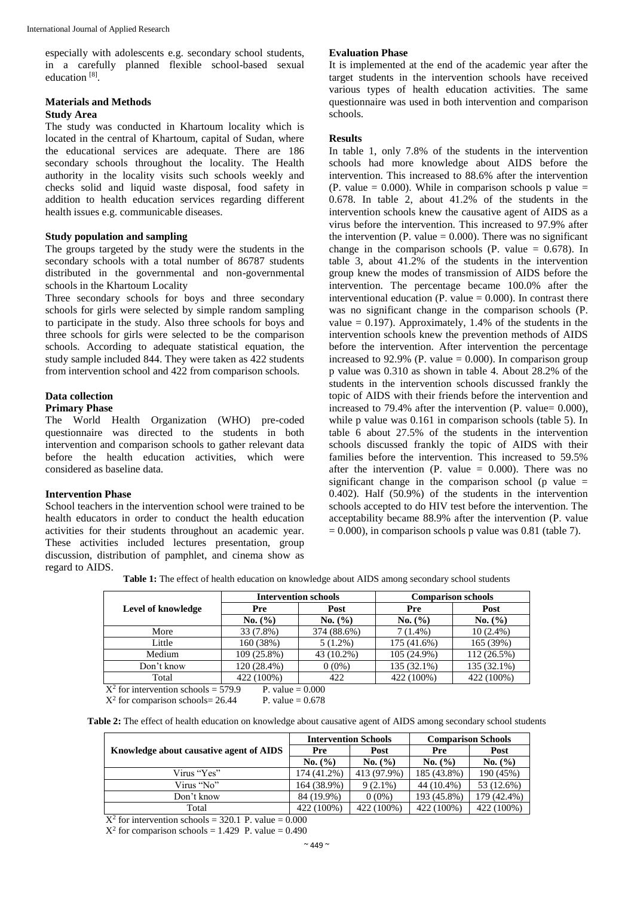especially with adolescents e.g. secondary school students, in a carefully planned flexible school-based sexual education [8].

## Materials and Methods

### Study Area

The study was conducted in Khartoum locality which is located in the central of Khartoum, capital of Sudan, where the educational services are adequate. There are 186 secondary schools throughout the locality. The Health authority in the locality visits such schools weekly and checks solid and liquid waste disposal, food safety in addition to health education services regarding different health issues e.g. communicable diseases.

### Study population and sampling

The groups targeted by the study were the students in the secondary schools with a total number of 86787 students distributed in the governmental and non-governmental schools in the Khartoum Locality

Three secondary schools for boys and three secondary schools for girls were selected by simple random sampling to participate in the study. Also three schools for boys and three schools for girls were selected to be the comparison schools. According to adequate statistical equation, the study sample included 844. They were taken as 422 students from intervention school and 422 from comparison schools.

### Data collection

#### Primary Phase

The World Health Organization (WHO) pre-coded questionnaire was directed to the students in both intervention and comparison schools to gather relevant data before the health education activities, which were considered as baseline data.

#### Intervention Phase

School teachers in the intervention school were trained to be health educators in order to conduct the health education activities for their students throughout an academic year. These activities included lectures presentation, group discussion, distribution of pamphlet, and cinema show as regard to AIDS.

#### Evaluation Phase

It is implemented at the end of the academic year after the target students in the intervention schools have received various types of health education activities. The same questionnaire was used in both intervention and comparison schools.

## Results

In table 1, only 7.8% of the students in the intervention schools had more knowledge about AIDS before the intervention. This increased to 88.6% after the intervention (P. value = 0.000). While in comparison schools p value = 0.678. In table 2, about 41.2% of the students in the intervention schools knew the causative agent of AIDS as a virus before the intervention. This increased to 97.9% after the intervention (P. value = 0.000). There was no significant change in the comparison schools (P. value = 0.678). In table 3, about 41.2% of the students in the intervention group knew the modes of transmission of AIDS before the intervention. The percentage became 100.0% after the interventional education (P. value = 0.000). In contrast there was no significant change in the comparison schools (P. value = 0.197). Approximately, 1.4% of the students in the intervention schools knew the prevention methods of AIDS before the intervention. After intervention the percentage increased to 92.9% (P. value = 0.000). In comparison group p value was 0.310 as shown in table 4. About 28.2% of the students in the intervention schools discussed frankly the topic of AIDS with their friends before the intervention and increased to 79.4% after the intervention (P. value= 0.000), while p value was 0.161 in comparison schools (table 5). In table 6 about 27.5% of the students in the intervention schools discussed frankly the topic of AIDS with their families before the intervention. This increased to 59.5% after the intervention (P. value = 0.000). There was no significant change in the comparison school (p value = 0.402). Half (50.9%) of the students in the intervention schools accepted to do HIV test before the intervention. The acceptability became 88.9% after the intervention (P. value = 0.000), in comparison schools p value was 0.81 (table 7).

**Table 1:** The effect of health education on knowledge about AIDS among secondary school students

| Level of knowledge | Intervention schools | | Comparison schools | |
|---|---|---|---|---|
| | Pre | Post | Pre | Post |
| | No. (%) | No. (%) | No. (%) | No. (%) |
| More | 33 (7.8%) | 374 (88.6%) | 7 (1.4%) | 10 (2.4%) |
| Little | 160 (38%) | 5 (1.2%) | 175 (41.6%) | 165 (39%) |
| Medium | 109 (25.8%) | 43 (10.2%) | 105 (24.9%) | 112 (26.5%) |
| Don't know | 120 (28.4%) | 0 (0%) | 135 (32.1%) | 135 (32.1%) |
| Total | 422 (100%) | 422 | 422 (100%) | 422 (100%) |

$X^2$ for intervention schools = 579.9 P. value = 0.000
$X^2$ for comparison schools= 26.44 P. value = 0.678

**Table 2:** The effect of health education on knowledge about causative agent of AIDS among secondary school students

| Knowledge about causative agent of AIDS | Intervention Schools | | Comparison Schools | |
|---|---|---|---|---|
| | Pre | Post | Pre | Post |
| | No. (%) | No. (%) | No. (%) | No. (%) |
| Virus "Yes" | 174 (41.2%) | 413 (97.9%) | 185 (43.8%) | 190 (45%) |
| Virus "No" | 164 (38.9%) | 9 (2.1%) | 44 (10.4%) | 53 (12.6%) |
| Don't know | 84 (19.9%) | 0 (0%) | 193 (45.8%) | 179 (42.4%) |
| Total | 422 (100%) | 422 (100%) | 422 (100%) | 422 (100%) |

$X^2$ for intervention schools = 320.1 P. value = 0.000
$X^2$ for comparison schools = 1.429 P. value = 0.490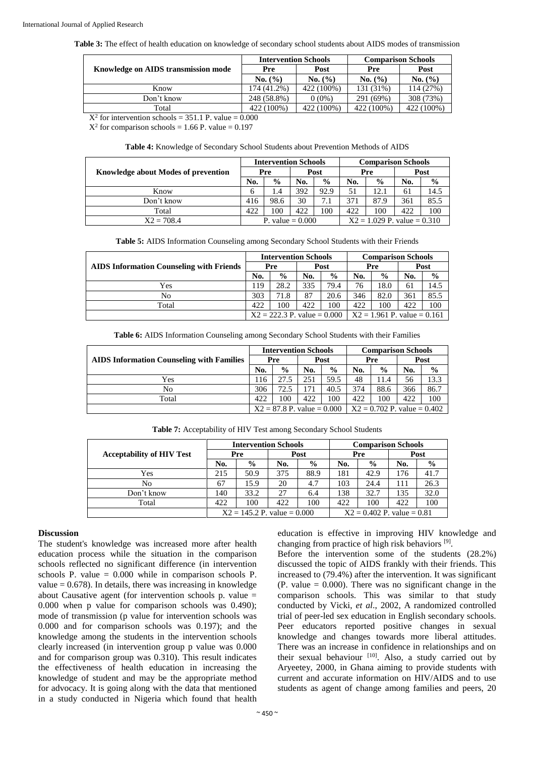**Table 3:** The effect of health education on knowledge of secondary school students about AIDS modes of transmission

| Knowledge on AIDS transmission mode | Intervention Schools | | Comparison Schools | |
|---|---|---|---|---|
| | Pre | Post | Pre | Post |
| | No. (%) | No. (%) | No. (%) | No. (%) |
| Know | 174 (41.2%) | 422 (100%) | 131 (31%) | 114 (27%) |
| Don't know | 248 (58.8%) | 0 (0%) | 291 (69%) | 308 (73%) |
| Total | 422 (100%) | 422 (100%) | 422 (100%) | 422 (100%) |

$X^2$ for intervention schools = 351.1 P. value = 0.000

$X^2$ for comparison schools = 1.66 P. value = 0.197

**Table 4:** Knowledge of Secondary School Students about Prevention Methods of AIDS

| Knowledge about Modes of prevention | Intervention Schools | | | | Comparison Schools | | | |
|---|---|---|---|---|---|---|---|---|
| | Pre | | Post | | Pre | | Post | |
| | No. | % | No. | % | No. | % | No. | % |
| Know | 6 | 1.4 | 392 | 92.9 | 51 | 12.1 | 61 | 14.5 |
| Don't know | 416 | 98.6 | 30 | 7.1 | 371 | 87.9 | 361 | 85.5 |
| Total | 422 | 100 | 422 | 100 | 422 | 100 | 422 | 100 |
| X2 = 708.4 | P. value = 0.000 | | | | X2 = 1.029 P. value = 0.310 | | | |

**Table 5:** AIDS Information Counseling among Secondary School Students with their Friends

| AIDS Information Counseling with Friends | Intervention Schools | | | | Comparison Schools | | | |
|---|---|---|---|---|---|---|---|---|
| | Pre | | Post | | Pre | | Post | |
| | No. | % | No. | % | No. | % | No. | % |
| Yes | 119 | 28.2 | 335 | 79.4 | 76 | 18.0 | 61 | 14.5 |
| No | 303 | 71.8 | 87 | 20.6 | 346 | 82.0 | 361 | 85.5 |
| Total | 422 | 100 | 422 | 100 | 422 | 100 | 422 | 100 |
| | X2 = 222.3 P. value = 0.000 | | | | X2 = 1.961 P. value = 0.161 | | | |

**Table 6:** AIDS Information Counseling among Secondary School Students with their Families

| AIDS Information Counseling with Families | Intervention Schools | | | | Comparison Schools | | | |
|---|---|---|---|---|---|---|---|---|
| | Pre | | Post | | Pre | | Post | |
| | No. | % | No. | % | No. | % | No. | % |
| Yes | 116 | 27.5 | 251 | 59.5 | 48 | 11.4 | 56 | 13.3 |
| No | 306 | 72.5 | 171 | 40.5 | 374 | 88.6 | 366 | 86.7 |
| Total | 422 | 100 | 422 | 100 | 422 | 100 | 422 | 100 |
| | X2 = 87.8 P. value = 0.000 | | | | X2 = 0.702 P. value = 0.402 | | | |

**Table 7:** Acceptability of HIV Test among Secondary School Students

| Acceptability of HIV Test | Intervention Schools | | | | Comparison Schools | | | |
|---|---|---|---|---|---|---|---|---|
| | Pre | | Post | | Pre | | Post | |
| | No. | % | No. | % | No. | % | No. | % |
| Yes | 215 | 50.9 | 375 | 88.9 | 181 | 42.9 | 176 | 41.7 |
| No | 67 | 15.9 | 20 | 4.7 | 103 | 24.4 | 111 | 26.3 |
| Don't know | 140 | 33.2 | 27 | 6.4 | 138 | 32.7 | 135 | 32.0 |
| Total | 422 | 100 | 422 | 100 | 422 | 100 | 422 | 100 |
| | X2 = 145.2 P. value = 0.000 | | | | X2 = 0.402 P. value = 0.81 | | | |

## Discussion

The student's knowledge was increased more after health education process while the situation in the comparison schools reflected no significant difference (in intervention schools P. value = 0.000 while in comparison schools P. value = 0.678). In details, there was increasing in knowledge about Causative agent (for intervention schools p. value = 0.000 when p value for comparison schools was 0.490); mode of transmission (p value for intervention schools was 0.000 and for comparison schools was 0.197); and the knowledge among the students in the intervention schools clearly increased (in intervention group p value was 0.000 and for comparison group was 0.310). This result indicates the effectiveness of health education in increasing the knowledge of student and may be the appropriate method for advocacy. It is going along with the data that mentioned in a study conducted in Nigeria which found that health education is effective in improving HIV knowledge and changing from practice of high risk behaviors [9].

Before the intervention some of the students (28.2%) discussed the topic of AIDS frankly with their friends. This increased to (79.4%) after the intervention. It was significant (P. value = 0.000). There was no significant change in the comparison schools. This was similar to that study conducted by Vicki, *et al.*, 2002, A randomized controlled trial of peer-led sex education in English secondary schools. Peer educators reported positive changes in sexual knowledge and changes towards more liberal attitudes. There was an increase in confidence in relationships and on their sexual behaviour [10]. Also, a study carried out by Aryeetey, 2000, in Ghana aiming to provide students with current and accurate information on HIV/AIDS and to use students as agent of change among families and peers, 20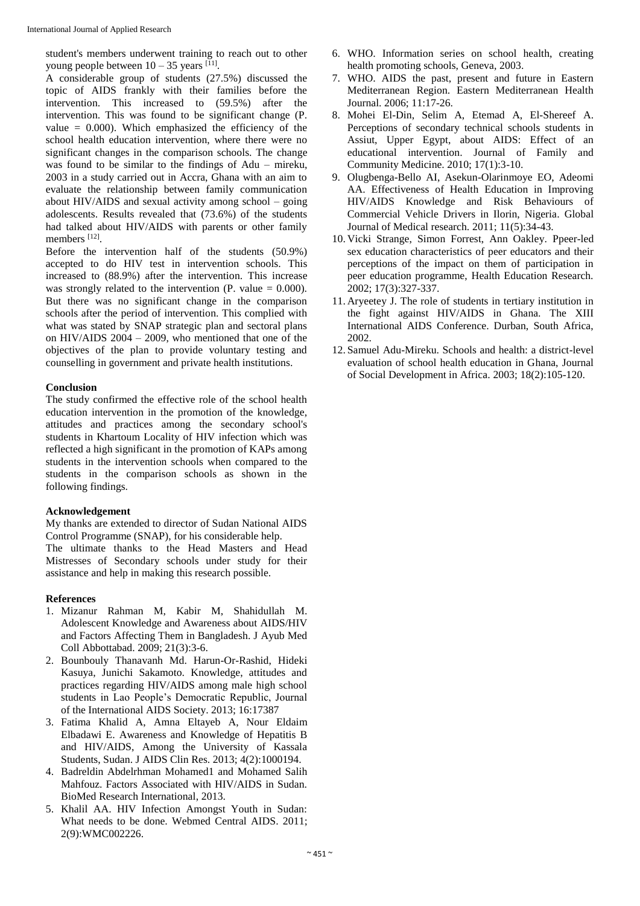student's members underwent training to reach out to other young people between 10 – 35 years [11].

A considerable group of students (27.5%) discussed the topic of AIDS frankly with their families before the intervention. This increased to (59.5%) after the intervention. This was found to be significant change (P. value = 0.000). Which emphasized the efficiency of the school health education intervention, where there were no significant changes in the comparison schools. The change was found to be similar to the findings of Adu – mireku, 2003 in a study carried out in Accra, Ghana with an aim to evaluate the relationship between family communication about HIV/AIDS and sexual activity among school – going adolescents. Results revealed that (73.6%) of the students had talked about HIV/AIDS with parents or other family members [12].

Before the intervention half of the students (50.9%) accepted to do HIV test in intervention schools. This increased to (88.9%) after the intervention. This increase was strongly related to the intervention (P. value = 0.000). But there was no significant change in the comparison schools after the period of intervention. This complied with what was stated by SNAP strategic plan and sectoral plans on HIV/AIDS 2004 – 2009, who mentioned that one of the objectives of the plan to provide voluntary testing and counselling in government and private health institutions.

### Conclusion

The study confirmed the effective role of the school health education intervention in the promotion of the knowledge, attitudes and practices among the secondary school's students in Khartoum Locality of HIV infection which was reflected a high significant in the promotion of KAPs among students in the intervention schools when compared to the students in the comparison schools as shown in the following findings.

### Acknowledgement

My thanks are extended to director of Sudan National AIDS Control Programme (SNAP), for his considerable help.

The ultimate thanks to the Head Masters and Head Mistresses of Secondary schools under study for their assistance and help in making this research possible.

### References

1. Mizanur Rahman M, Kabir M, Shahidullah M. Adolescent Knowledge and Awareness about AIDS/HIV and Factors Affecting Them in Bangladesh. J Ayub Med Coll Abbottabad. 2009; 21(3):3-6.
2. Bounbouly Thanavanh Md. Harun-Or-Rashid, Hideki Kasuya, Junichi Sakamoto. Knowledge, attitudes and practices regarding HIV/AIDS among male high school students in Lao People's Democratic Republic, Journal of the International AIDS Society. 2013; 16:17387
3. Fatima Khalid A, Amna Eltayeb A, Nour Eldaim Elbadawi E. Awareness and Knowledge of Hepatitis B and HIV/AIDS, Among the University of Kassala Students, Sudan. J AIDS Clin Res. 2013; 4(2):1000194.
4. Badreldin Abdelrhman Mohamed1 and Mohamed Salih Mahfouz. Factors Associated with HIV/AIDS in Sudan. BioMed Research International, 2013.
5. Khalil AA. HIV Infection Amongst Youth in Sudan: What needs to be done. Webmed Central AIDS. 2011; 2(9):WMC002226.
6. WHO. Information series on school health, creating health promoting schools, Geneva, 2003.
7. WHO. AIDS the past, present and future in Eastern Mediterranean Region. Eastern Mediterranean Health Journal. 2006; 11:17-26.
8. Mohei El-Din, Selim A, Etemad A, El-Shereef A. Perceptions of secondary technical schools students in Assiut, Upper Egypt, about AIDS: Effect of an educational intervention. Journal of Family and Community Medicine. 2010; 17(1):3-10.
9. Olugbenga-Bello AI, Asekun-Olarinmoye EO, Adeomi AA. Effectiveness of Health Education in Improving HIV/AIDS Knowledge and Risk Behaviours of Commercial Vehicle Drivers in Ilorin, Nigeria. Global Journal of Medical research. 2011; 11(5):34-43.
10. Vicki Strange, Simon Forrest, Ann Oakley. Ppeer-led sex education characteristics of peer educators and their perceptions of the impact on them of participation in peer education programme, Health Education Research. 2002; 17(3):327-337.
11. Aryeetey J. The role of students in tertiary institution in the fight against HIV/AIDS in Ghana. The XIII International AIDS Conference. Durban, South Africa, 2002.
12. Samuel Adu-Mireku. Schools and health: a district-level evaluation of school health education in Ghana, Journal of Social Development in Africa. 2003; 18(2):105-120.